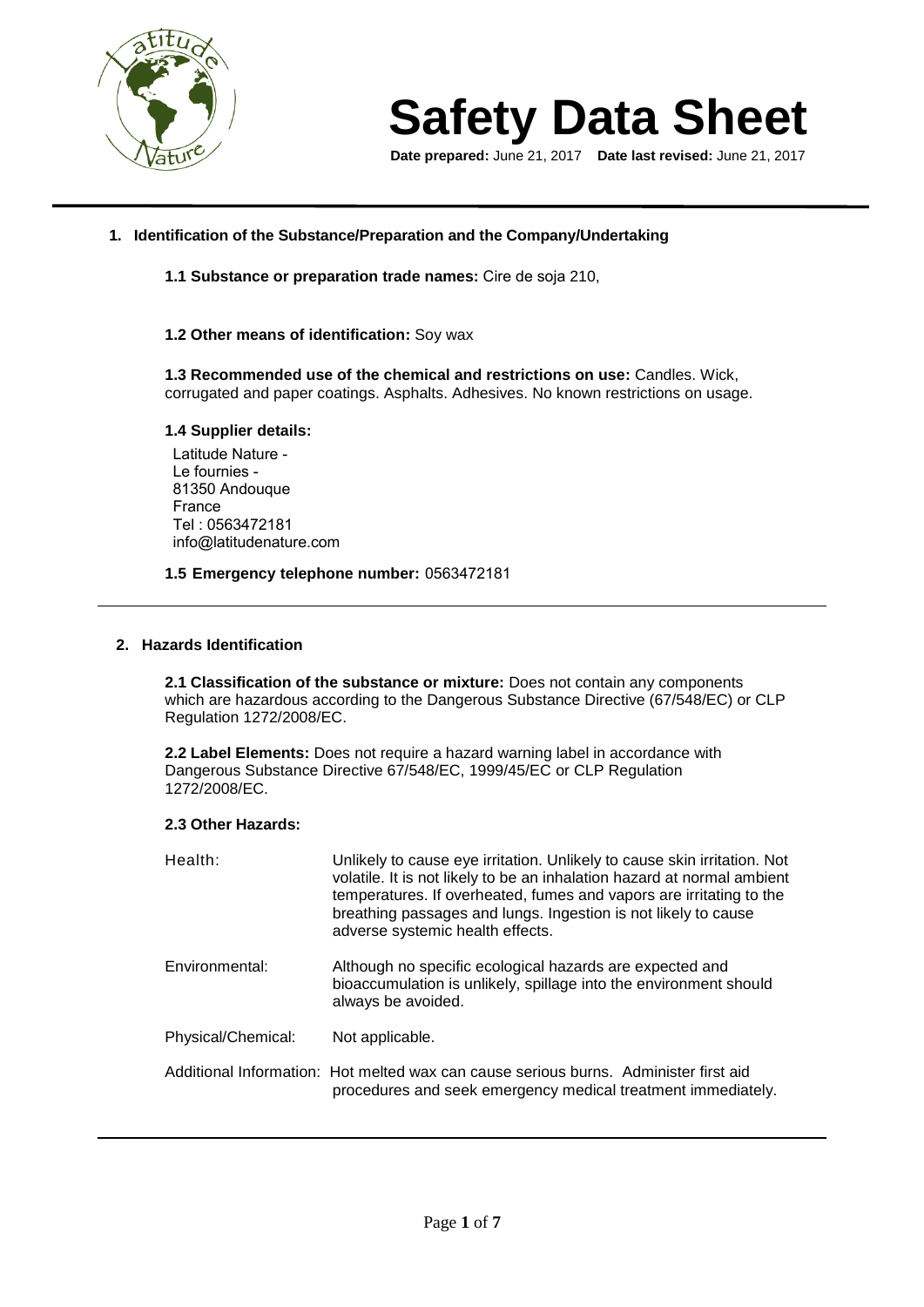# Safety Data Sheet

**Date prepared:** June 21, 2017 **Date last revised:** June 21, 2017

## 1. Identification of the Substance/Preparation and the Company/Undertaking

**1.1 Substance or preparation trade names:** Cire de soja 210,

**1.2 Other means of identification:** Soy wax

**1.3 Recommended use of the chemical and restrictions on use:** Candles. Wick, corrugated and paper coatings. Asphalts. Adhesives. No known restrictions on usage.

**1.4 Supplier details:**

Latitude Nature -
Le fournies -
81350 Andouque
France
Tel : 0563472181
info@latitudenature.com

**1.5 Emergency telephone number:** 0563472181

## 2. Hazards Identification

**2.1 Classification of the substance or mixture:** Does not contain any components which are hazardous according to the Dangerous Substance Directive (67/548/EC) or CLP Regulation 1272/2008/EC.

**2.2 Label Elements:** Does not require a hazard warning label in accordance with Dangerous Substance Directive 67/548/EC, 1999/45/EC or CLP Regulation 1272/2008/EC.

**2.3 Other Hazards:**

Health: Unlikely to cause eye irritation. Unlikely to cause skin irritation. Not volatile. It is not likely to be an inhalation hazard at normal ambient temperatures. If overheated, fumes and vapors are irritating to the breathing passages and lungs. Ingestion is not likely to cause adverse systemic health effects.

Environmental: Although no specific ecological hazards are expected and bioaccumulation is unlikely, spillage into the environment should always be avoided.

Physical/Chemical: Not applicable.

Additional Information: Hot melted wax can cause serious burns. Administer first aid procedures and seek emergency medical treatment immediately.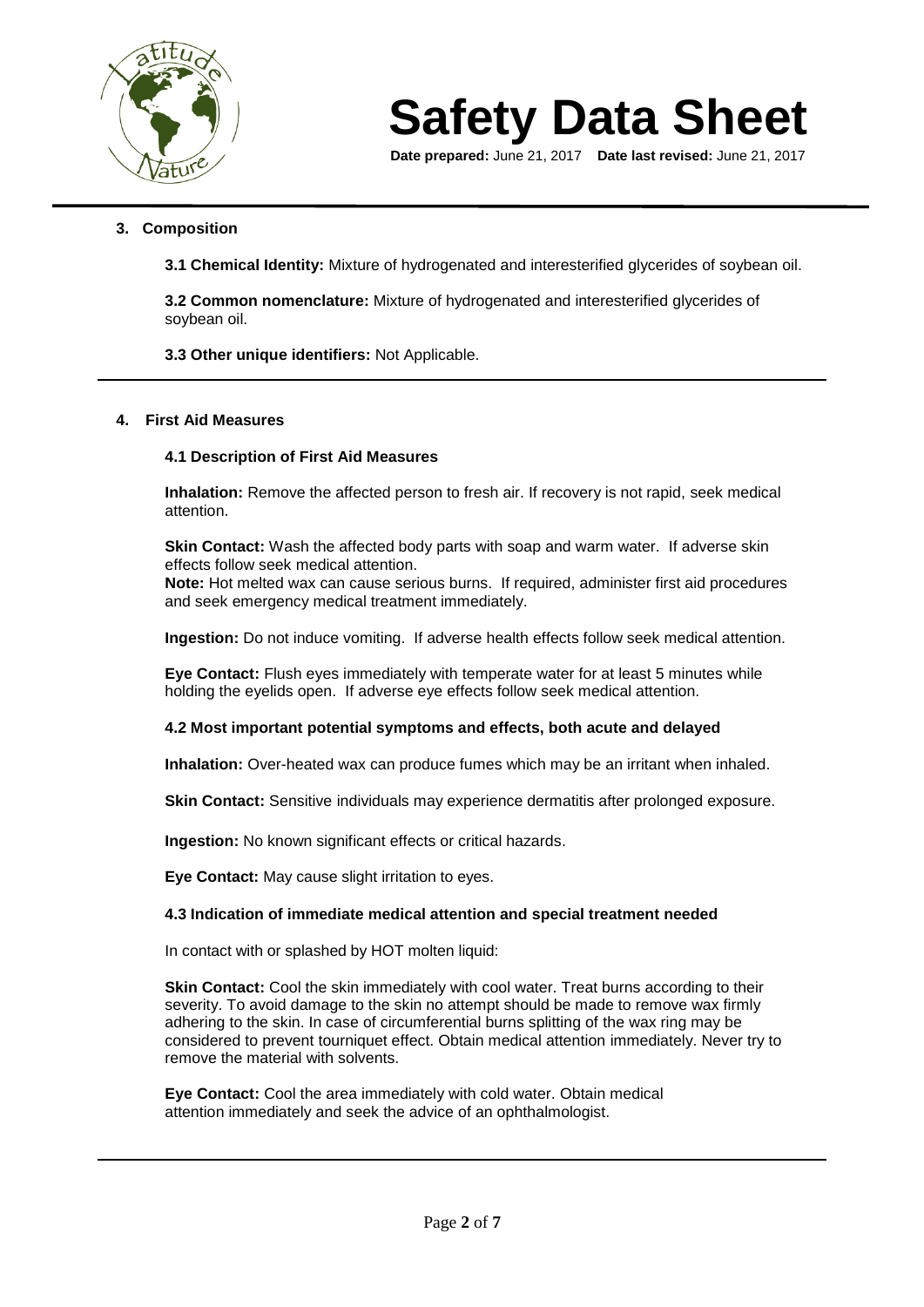## 3. Composition

**3.1 Chemical Identity:** Mixture of hydrogenated and interesterified glycerides of soybean oil.

**3.2 Common nomenclature:** Mixture of hydrogenated and interesterified glycerides of soybean oil.

**3.3 Other unique identifiers:** Not Applicable.

## 4. First Aid Measures

### 4.1 Description of First Aid Measures

**Inhalation:** Remove the affected person to fresh air. If recovery is not rapid, seek medical attention.

**Skin Contact:** Wash the affected body parts with soap and warm water. If adverse skin effects follow seek medical attention.
**Note:** Hot melted wax can cause serious burns. If required, administer first aid procedures and seek emergency medical treatment immediately.

**Ingestion:** Do not induce vomiting. If adverse health effects follow seek medical attention.

**Eye Contact:** Flush eyes immediately with temperate water for at least 5 minutes while holding the eyelids open. If adverse eye effects follow seek medical attention.

### 4.2 Most important potential symptoms and effects, both acute and delayed

**Inhalation:** Over-heated wax can produce fumes which may be an irritant when inhaled.

**Skin Contact:** Sensitive individuals may experience dermatitis after prolonged exposure.

**Ingestion:** No known significant effects or critical hazards.

**Eye Contact:** May cause slight irritation to eyes.

### 4.3 Indication of immediate medical attention and special treatment needed

In contact with or splashed by HOT molten liquid:

**Skin Contact:** Cool the skin immediately with cool water. Treat burns according to their severity. To avoid damage to the skin no attempt should be made to remove wax firmly adhering to the skin. In case of circumferential burns splitting of the wax ring may be considered to prevent tourniquet effect. Obtain medical attention immediately. Never try to remove the material with solvents.

**Eye Contact:** Cool the area immediately with cold water. Obtain medical attention immediately and seek the advice of an ophthalmologist.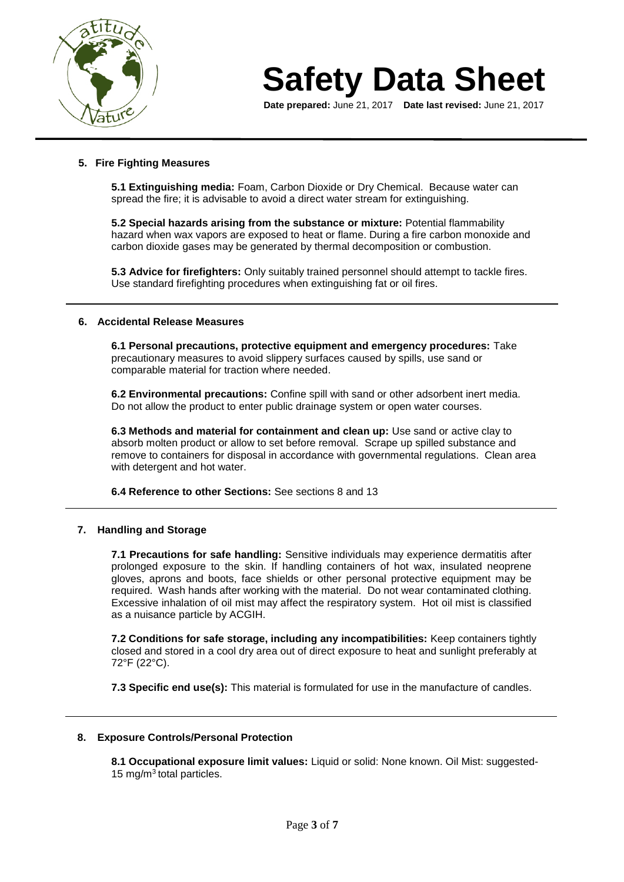## 5. Fire Fighting Measures

**5.1 Extinguishing media:** Foam, Carbon Dioxide or Dry Chemical. Because water can spread the fire; it is advisable to avoid a direct water stream for extinguishing.

**5.2 Special hazards arising from the substance or mixture:** Potential flammability hazard when wax vapors are exposed to heat or flame. During a fire carbon monoxide and carbon dioxide gases may be generated by thermal decomposition or combustion.

**5.3 Advice for firefighters:** Only suitably trained personnel should attempt to tackle fires. Use standard firefighting procedures when extinguishing fat or oil fires.

## 6. Accidental Release Measures

**6.1 Personal precautions, protective equipment and emergency procedures:** Take precautionary measures to avoid slippery surfaces caused by spills, use sand or comparable material for traction where needed.

**6.2 Environmental precautions:** Confine spill with sand or other adsorbent inert media. Do not allow the product to enter public drainage system or open water courses.

**6.3 Methods and material for containment and clean up:** Use sand or active clay to absorb molten product or allow to set before removal. Scrape up spilled substance and remove to containers for disposal in accordance with governmental regulations. Clean area with detergent and hot water.

**6.4 Reference to other Sections:** See sections 8 and 13

## 7. Handling and Storage

**7.1 Precautions for safe handling:** Sensitive individuals may experience dermatitis after prolonged exposure to the skin. If handling containers of hot wax, insulated neoprene gloves, aprons and boots, face shields or other personal protective equipment may be required. Wash hands after working with the material. Do not wear contaminated clothing. Excessive inhalation of oil mist may affect the respiratory system. Hot oil mist is classified as a nuisance particle by ACGIH.

**7.2 Conditions for safe storage, including any incompatibilities:** Keep containers tightly closed and stored in a cool dry area out of direct exposure to heat and sunlight preferably at 72°F (22°C).

**7.3 Specific end use(s):** This material is formulated for use in the manufacture of candles.

## 8. Exposure Controls/Personal Protection

**8.1 Occupational exposure limit values:** Liquid or solid: None known. Oil Mist: suggested- 15 mg/m$^3$ total particles.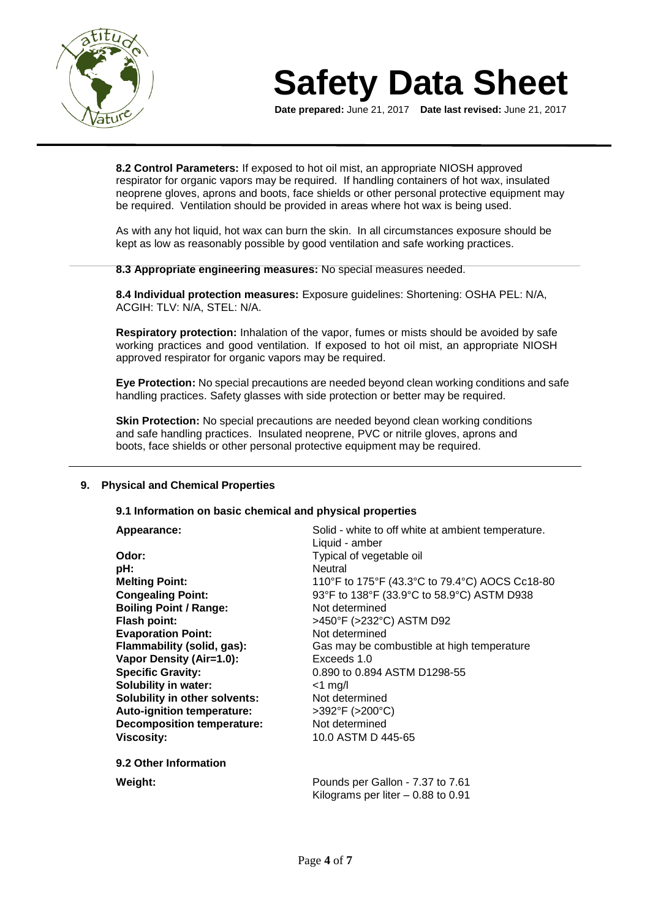**8.2 Control Parameters:** If exposed to hot oil mist, an appropriate NIOSH approved respirator for organic vapors may be required. If handling containers of hot wax, insulated neoprene gloves, aprons and boots, face shields or other personal protective equipment may be required. Ventilation should be provided in areas where hot wax is being used.

As with any hot liquid, hot wax can burn the skin. In all circumstances exposure should be kept as low as reasonably possible by good ventilation and safe working practices.

**8.3 Appropriate engineering measures:** No special measures needed.

**8.4 Individual protection measures:** Exposure guidelines: Shortening: OSHA PEL: N/A, ACGIH: TLV: N/A, STEL: N/A.

**Respiratory protection:** Inhalation of the vapor, fumes or mists should be avoided by safe working practices and good ventilation. If exposed to hot oil mist, an appropriate NIOSH approved respirator for organic vapors may be required.

**Eye Protection:** No special precautions are needed beyond clean working conditions and safe handling practices. Safety glasses with side protection or better may be required.

**Skin Protection:** No special precautions are needed beyond clean working conditions and safe handling practices. Insulated neoprene, PVC or nitrile gloves, aprons and boots, face shields or other personal protective equipment may be required.

## 9. Physical and Chemical Properties

### 9.1 Information on basic chemical and physical properties

| | |
|---|---|
| **Appearance:** | Solid - white to off white at ambient temperature. Liquid - amber |
| **Odor:** | Typical of vegetable oil |
| **pH:** | Neutral |
| **Melting Point:** | 110°F to 175°F (43.3°C to 79.4°C) AOCS Cc18-80 |
| **Congealing Point:** | 93°F to 138°F (33.9°C to 58.9°C) ASTM D938 |
| **Boiling Point / Range:** | Not determined |
| **Flash point:** | >450°F (>232°C) ASTM D92 |
| **Evaporation Point:** | Not determined |
| **Flammability (solid, gas):** | Gas may be combustible at high temperature |
| **Vapor Density (Air=1.0):** | Exceeds 1.0 |
| **Specific Gravity:** | 0.890 to 0.894 ASTM D1298-55 |
| **Solubility in water:** | <1 mg/l |
| **Solubility in other solvents:** | Not determined |
| **Auto-ignition temperature:** | >392°F (>200°C) |
| **Decomposition temperature:** | Not determined |
| **Viscosity:** | 10.0 ASTM D 445-65 |

### 9.2 Other Information

| | |
|---|---|
| **Weight:** | Pounds per Gallon - 7.37 to 7.61<br>Kilograms per liter – 0.88 to 0.91 |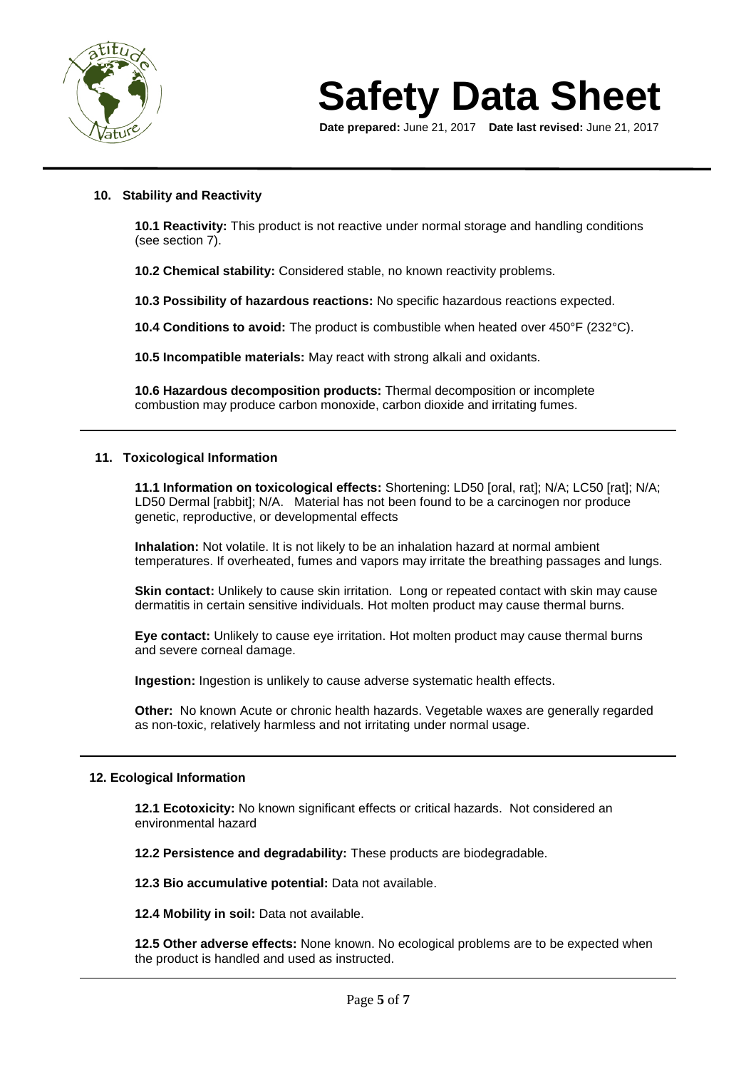## 10. Stability and Reactivity

**10.1 Reactivity:** This product is not reactive under normal storage and handling conditions (see section 7).

**10.2 Chemical stability:** Considered stable, no known reactivity problems.

**10.3 Possibility of hazardous reactions:** No specific hazardous reactions expected.

**10.4 Conditions to avoid:** The product is combustible when heated over 450°F (232°C).

**10.5 Incompatible materials:** May react with strong alkali and oxidants.

**10.6 Hazardous decomposition products:** Thermal decomposition or incomplete combustion may produce carbon monoxide, carbon dioxide and irritating fumes.

## 11. Toxicological Information

**11.1 Information on toxicological effects:** Shortening: LD50 [oral, rat]; N/A; LC50 [rat]; N/A; LD50 Dermal [rabbit]; N/A. Material has not been found to be a carcinogen nor produce genetic, reproductive, or developmental effects

**Inhalation:** Not volatile. It is not likely to be an inhalation hazard at normal ambient temperatures. If overheated, fumes and vapors may irritate the breathing passages and lungs.

**Skin contact:** Unlikely to cause skin irritation. Long or repeated contact with skin may cause dermatitis in certain sensitive individuals. Hot molten product may cause thermal burns.

**Eye contact:** Unlikely to cause eye irritation. Hot molten product may cause thermal burns and severe corneal damage.

**Ingestion:** Ingestion is unlikely to cause adverse systematic health effects.

**Other:** No known Acute or chronic health hazards. Vegetable waxes are generally regarded as non-toxic, relatively harmless and not irritating under normal usage.

## 12. Ecological Information

**12.1 Ecotoxicity:** No known significant effects or critical hazards. Not considered an environmental hazard

**12.2 Persistence and degradability:** These products are biodegradable.

**12.3 Bio accumulative potential:** Data not available.

**12.4 Mobility in soil:** Data not available.

**12.5 Other adverse effects:** None known. No ecological problems are to be expected when the product is handled and used as instructed.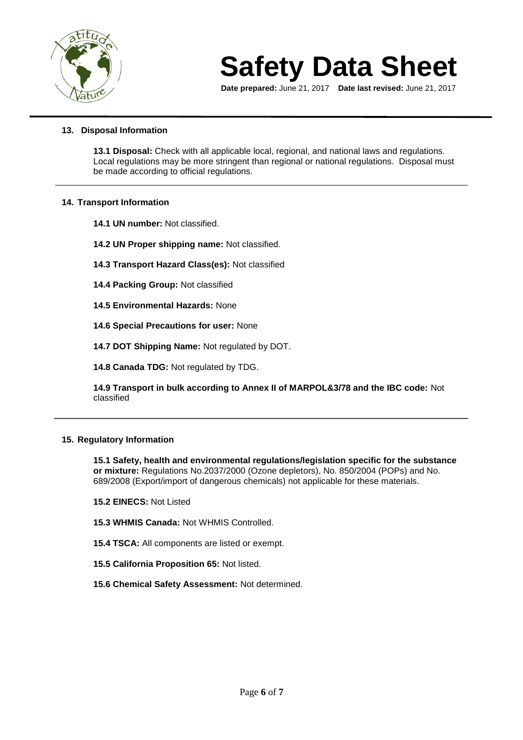## 13. Disposal Information

**13.1 Disposal:** Check with all applicable local, regional, and national laws and regulations. Local regulations may be more stringent than regional or national regulations. Disposal must be made according to official regulations.

## 14. Transport Information

**14.1 UN number:** Not classified.

**14.2 UN Proper shipping name:** Not classified.

**14.3 Transport Hazard Class(es):** Not classified

**14.4 Packing Group:** Not classified

**14.5 Environmental Hazards:** None

**14.6 Special Precautions for user:** None

**14.7 DOT Shipping Name:** Not regulated by DOT.

**14.8 Canada TDG:** Not regulated by TDG.

**14.9 Transport in bulk according to Annex II of MARPOL&3/78 and the IBC code:** Not classified

## 15. Regulatory Information

**15.1 Safety, health and environmental regulations/legislation specific for the substance or mixture:** Regulations No.2037/2000 (Ozone depletors), No. 850/2004 (POPs) and No. 689/2008 (Export/import of dangerous chemicals) not applicable for these materials.

**15.2 EINECS:** Not Listed

**15.3 WHMIS Canada:** Not WHMIS Controlled.

**15.4 TSCA:** All components are listed or exempt.

**15.5 California Proposition 65:** Not listed.

**15.6 Chemical Safety Assessment:** Not determined.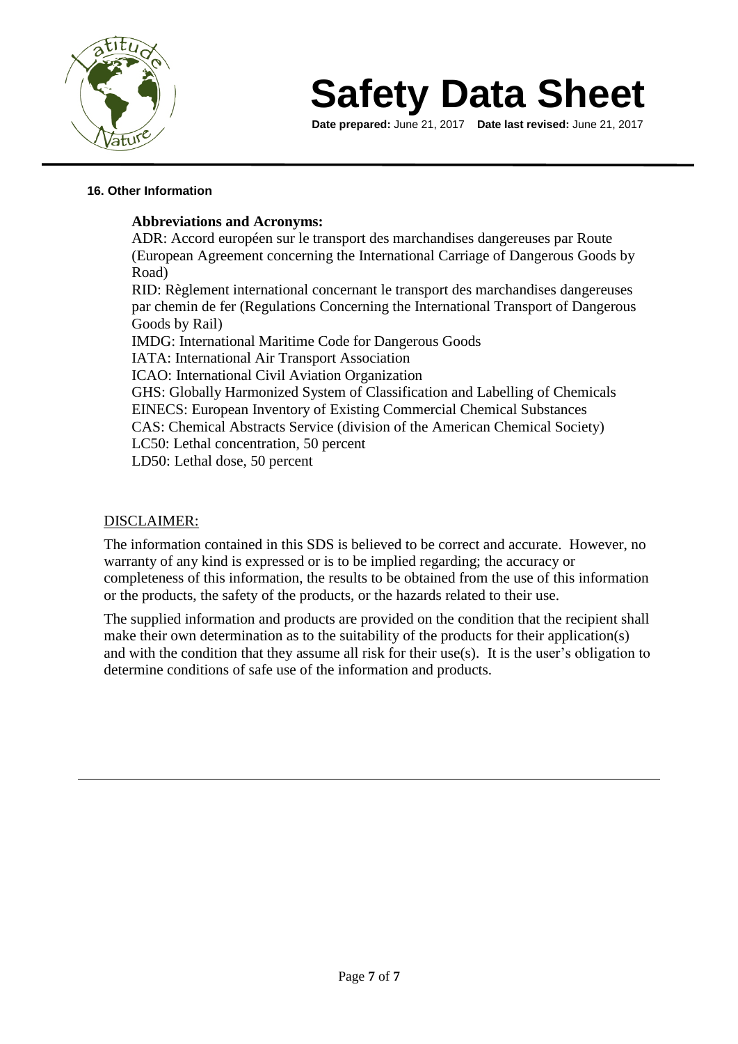## 16. Other Information

**Abbreviations and Acronyms:**

ADR: Accord européen sur le transport des marchandises dangereuses par Route (European Agreement concerning the International Carriage of Dangerous Goods by Road)
RID: Règlement international concernant le transport des marchandises dangereuses par chemin de fer (Regulations Concerning the International Transport of Dangerous Goods by Rail)
IMDG: International Maritime Code for Dangerous Goods
IATA: International Air Transport Association
ICAO: International Civil Aviation Organization
GHS: Globally Harmonized System of Classification and Labelling of Chemicals
EINECS: European Inventory of Existing Commercial Chemical Substances
CAS: Chemical Abstracts Service (division of the American Chemical Society)
LC50: Lethal concentration, 50 percent
LD50: Lethal dose, 50 percent

DISCLAIMER:

The information contained in this SDS is believed to be correct and accurate. However, no warranty of any kind is expressed or is to be implied regarding; the accuracy or completeness of this information, the results to be obtained from the use of this information or the products, the safety of the products, or the hazards related to their use.

The supplied information and products are provided on the condition that the recipient shall make their own determination as to the suitability of the products for their application(s) and with the condition that they assume all risk for their use(s). It is the user's obligation to determine conditions of safe use of the information and products.